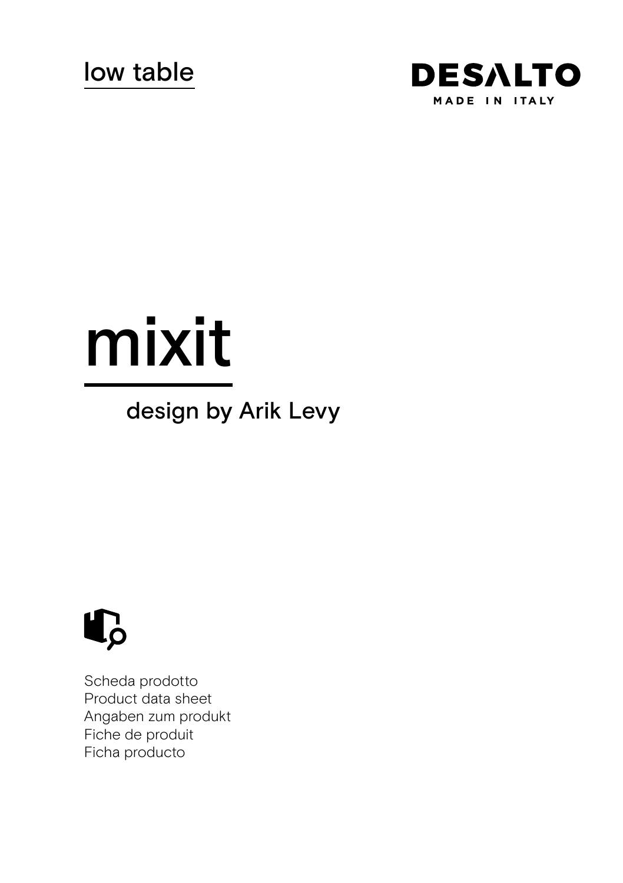low table

DESALTO

MADE IN ITALY

# mixit

design by Arik Levy

Scheda prodotto
Product data sheet
Angaben zum produkt
Fiche de produit
Ficha producto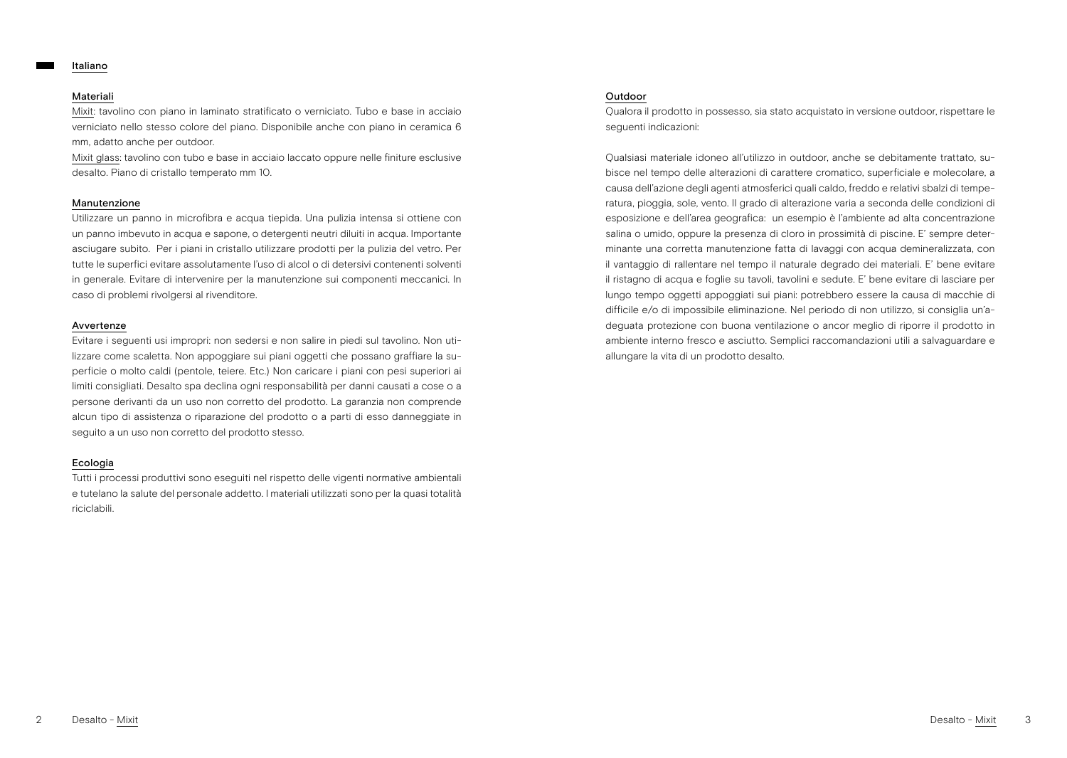## Italiano

### Materiali

Mixit: tavolino con piano in laminato stratificato o verniciato. Tubo e base in acciaio verniciato nello stesso colore del piano. Disponibile anche con piano in ceramica 6 mm, adatto anche per outdoor.

Mixit glass: tavolino con tubo e base in acciaio laccato oppure nelle finiture esclusive desalto. Piano di cristallo temperato mm 10.

### Manutenzione

Utilizzare un panno in microfibra e acqua tiepida. Una pulizia intensa si ottiene con un panno imbevuto in acqua e sapone, o detergenti neutri diluiti in acqua. Importante asciugare subito. Per i piani in cristallo utilizzare prodotti per la pulizia del vetro. Per tutte le superfici evitare assolutamente l'uso di alcol o di detersivi contenenti solventi in generale. Evitare di intervenire per la manutenzione sui componenti meccanici. In caso di problemi rivolgersi al rivenditore.

### Avvertenze

Evitare i seguenti usi impropri: non sedersi e non salire in piedi sul tavolino. Non utilizzare come scaletta. Non appoggiare sui piani oggetti che possano graffiare la superficie o molto caldi (pentole, teiere. Etc.) Non caricare i piani con pesi superiori ai limiti consigliati. Desalto spa declina ogni responsabilità per danni causati a cose o a persone derivanti da un uso non corretto del prodotto. La garanzia non comprende alcun tipo di assistenza o riparazione del prodotto o a parti di esso danneggiate in seguito a un uso non corretto del prodotto stesso.

### Ecologia

Tutti i processi produttivi sono eseguiti nel rispetto delle vigenti normative ambientali e tutelano la salute del personale addetto. I materiali utilizzati sono per la quasi totalità riciclabili.

### Outdoor

Qualora il prodotto in possesso, sia stato acquistato in versione outdoor, rispettare le seguenti indicazioni:

Qualsiasi materiale idoneo all'utilizzo in outdoor, anche se debitamente trattato, subisce nel tempo delle alterazioni di carattere cromatico, superficiale e molecolare, a causa dell'azione degli agenti atmosferici quali caldo, freddo e relativi sbalzi di temperatura, pioggia, sole, vento. Il grado di alterazione varia a seconda delle condizioni di esposizione e dell'area geografica: un esempio è l'ambiente ad alta concentrazione salina o umido, oppure la presenza di cloro in prossimità di piscine. E' sempre determinante una corretta manutenzione fatta di lavaggi con acqua demineralizzata, con il vantaggio di rallentare nel tempo il naturale degrado dei materiali. E' bene evitare il ristagno di acqua e foglie su tavoli, tavolini e sedute. E' bene evitare di lasciare per lungo tempo oggetti appoggiati sui piani: potrebbero essere la causa di macchie di difficile e/o di impossibile eliminazione. Nel periodo di non utilizzo, si consiglia un'adeguata protezione con buona ventilazione o ancor meglio di riporre il prodotto in ambiente interno fresco e asciutto. Semplici raccomandazioni utili a salvaguardare e allungare la vita di un prodotto desalto.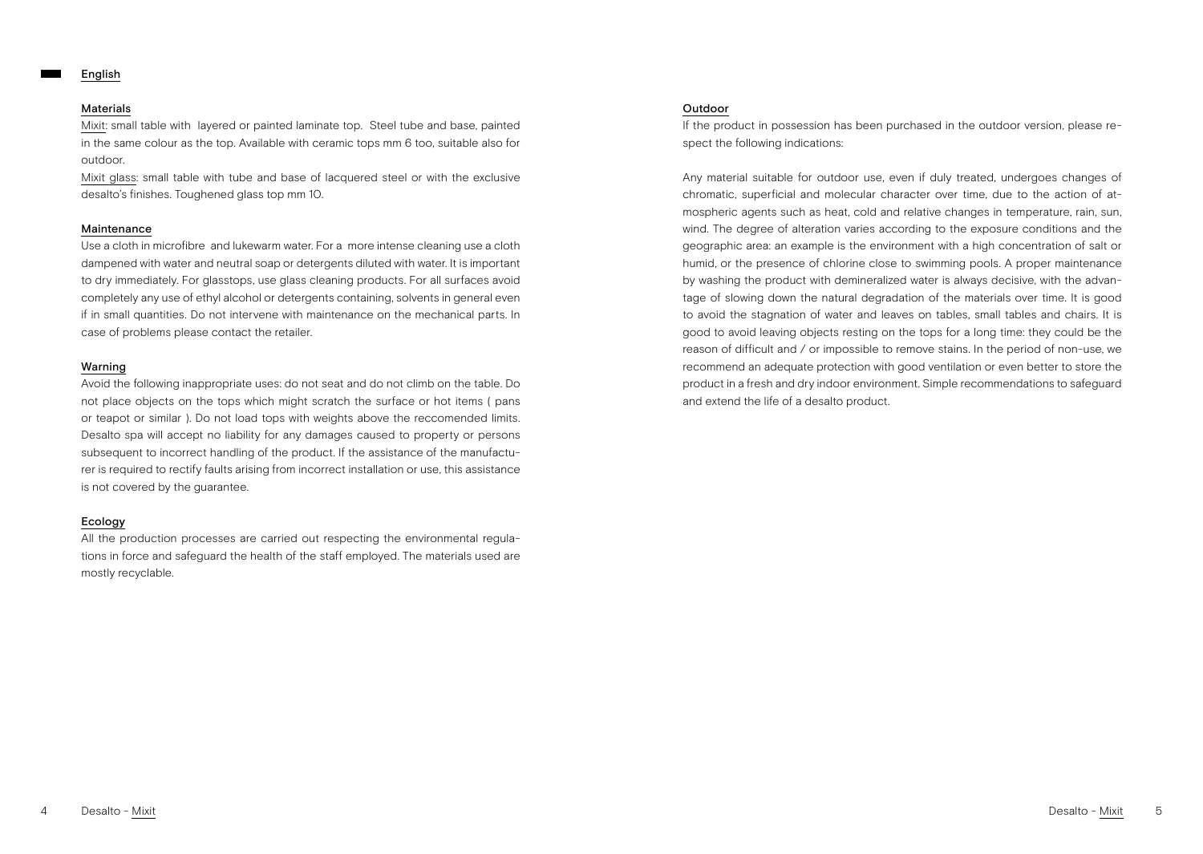## English

### Materials

Mixit: small table with  layered or painted laminate top.  Steel tube and base, painted in the same colour as the top. Available with ceramic tops mm 6 too, suitable also for outdoor.

Mixit glass: small table with tube and base of lacquered steel or with the exclusive desalto's finishes. Toughened glass top mm 10.

### Maintenance

Use a cloth in microfibre  and lukewarm water. For a  more intense cleaning use a cloth dampened with water and neutral soap or detergents diluted with water. It is important to dry immediately. For glasstops, use glass cleaning products. For all surfaces avoid completely any use of ethyl alcohol or detergents containing, solvents in general even if in small quantities. Do not intervene with maintenance on the mechanical parts. In case of problems please contact the retailer.

### Warning

Avoid the following inappropriate uses: do not seat and do not climb on the table. Do not place objects on the tops which might scratch the surface or hot items ( pans or teapot or similar ). Do not load tops with weights above the reccomended limits. Desalto spa will accept no liability for any damages caused to property or persons subsequent to incorrect handling of the product. If the assistance of the manufacturer is required to rectify faults arising from incorrect installation or use, this assistance is not covered by the guarantee.

### Ecology

All the production processes are carried out respecting the environmental regulations in force and safeguard the health of the staff employed. The materials used are mostly recyclable.

### Outdoor

If the product in possession has been purchased in the outdoor version, please respect the following indications:

Any material suitable for outdoor use, even if duly treated, undergoes changes of chromatic, superficial and molecular character over time, due to the action of atmospheric agents such as heat, cold and relative changes in temperature, rain, sun, wind. The degree of alteration varies according to the exposure conditions and the geographic area: an example is the environment with a high concentration of salt or humid, or the presence of chlorine close to swimming pools. A proper maintenance by washing the product with demineralized water is always decisive, with the advantage of slowing down the natural degradation of the materials over time. It is good to avoid the stagnation of water and leaves on tables, small tables and chairs. It is good to avoid leaving objects resting on the tops for a long time: they could be the reason of difficult and / or impossible to remove stains. In the period of non-use, we recommend an adequate protection with good ventilation or even better to store the product in a fresh and dry indoor environment. Simple recommendations to safeguard and extend the life of a desalto product.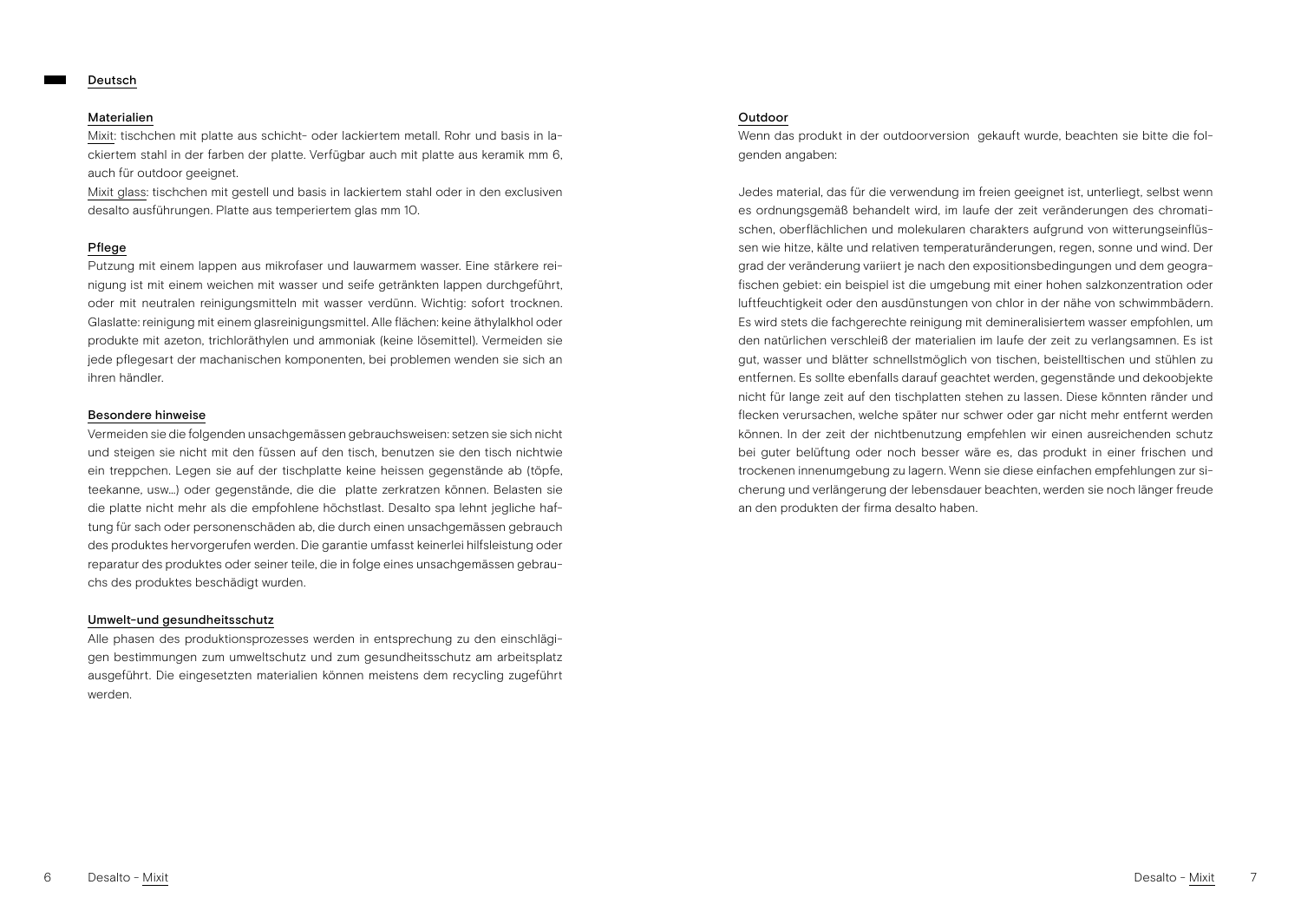## Deutsch

### Materialien

Mixit: tischchen mit platte aus schicht- oder lackiertem metall. Rohr und basis in lackiertem stahl in der farben der platte. Verfügbar auch mit platte aus keramik mm 6, auch für outdoor geeignet.

Mixit glass: tischchen mit gestell und basis in lackiertem stahl oder in den exclusiven desalto ausführungen. Platte aus temperiertem glas mm 10.

### Pflege

Putzung mit einem lappen aus mikrofaser und lauwarmem wasser. Eine stärkere reinigung ist mit einem weichen mit wasser und seife getränkten lappen durchgeführt, oder mit neutralen reinigungsmitteln mit wasser verdünn. Wichtig: sofort trocknen. Glaslatte: reinigung mit einem glasreinigungsmittel. Alle flächen: keine äthylalkhol oder produkte mit azeton, trichloräthylen und ammoniak (keine lösemittel). Vermeiden sie jede pflegesart der machanischen komponenten, bei problemen wenden sie sich an ihren händler.

### Besondere hinweise

Vermeiden sie die folgenden unsachgemässen gebrauchsweisen: setzen sie sich nicht und steigen sie nicht mit den füssen auf den tisch, benutzen sie den tisch nichtwie ein treppchen. Legen sie auf der tischplatte keine heissen gegenstände ab (töpfe, teekanne, usw...) oder gegenstände, die die platte zerkratzen können. Belasten sie die platte nicht mehr als die empfohlene höchstlast. Desalto spa lehnt jegliche haftung für sach oder personenschäden ab, die durch einen unsachgemässen gebrauch des produktes hervorgerufen werden. Die garantie umfasst keinerlei hilfsleistung oder reparatur des produktes oder seiner teile, die in folge eines unsachgemässen gebrauchs des produktes beschädigt wurden.

### Umwelt-und gesundheitsschutz

Alle phasen des produktionsprozesses werden in entsprechung zu den einschlägigen bestimmungen zum umweltschutz und zum gesundheitsschutz am arbeitsplatz ausgeführt. Die eingesetzten materialien können meistens dem recycling zugeführt werden.

### Outdoor

Wenn das produkt in der outdoorversion gekauft wurde, beachten sie bitte die folgenden angaben:

Jedes material, das für die verwendung im freien geeignet ist, unterliegt, selbst wenn es ordnungsgemäß behandelt wird, im laufe der zeit veränderungen des chromatischen, oberflächlichen und molekularen charakters aufgrund von witterungseinflüssen wie hitze, kälte und relativen temperaturänderungen, regen, sonne und wind. Der grad der veränderung variiert je nach den expositionsbedingungen und dem geografischen gebiet: ein beispiel ist die umgebung mit einer hohen salzkonzentration oder luftfeuchtigkeit oder den ausdünstungen von chlor in der nähe von schwimmbädern. Es wird stets die fachgerechte reinigung mit demineralisiertem wasser empfohlen, um den natürlichen verschleiß der materialien im laufe der zeit zu verlangsamnen. Es ist gut, wasser und blätter schnellstmöglich von tischen, beistelltischen und stühlen zu entfernen. Es sollte ebenfalls darauf geachtet werden, gegenstände und dekoobjekte nicht für lange zeit auf den tischplatten stehen zu lassen. Diese könnten ränder und flecken verursachen, welche später nur schwer oder gar nicht mehr entfernt werden können. In der zeit der nichtbenutzung empfehlen wir einen ausreichenden schutz bei guter belüftung oder noch besser wäre es, das produkt in einer frischen und trockenen innenumgebung zu lagern. Wenn sie diese einfachen empfehlungen zur sicherung und verlängerung der lebensdauer beachten, werden sie noch länger freude an den produkten der firma desalto haben.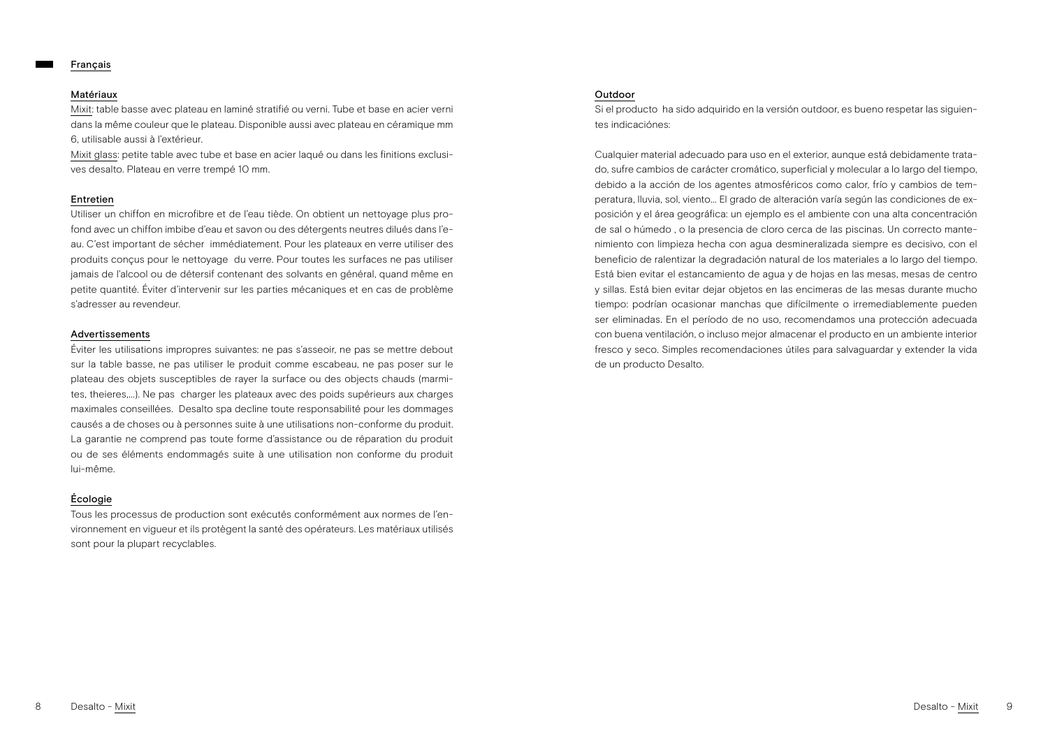## Français

### Matériaux

Mixit: table basse avec plateau en laminé stratifié ou verni. Tube et base en acier verni dans la même couleur que le plateau. Disponible aussi avec plateau en céramique mm 6, utilisable aussi à l'extérieur.

Mixit glass: petite table avec tube et base en acier laqué ou dans les finitions exclusives desalto. Plateau en verre trempé 10 mm.

### Entretien

Utiliser un chiffon en microfibre et de l'eau tiède. On obtient un nettoyage plus profond avec un chiffon imbibe d'eau et savon ou des détergents neutres dilués dans l'eau. C'est important de sécher immédiatement. Pour les plateaux en verre utiliser des produits conçus pour le nettoyage du verre. Pour toutes les surfaces ne pas utiliser jamais de l'alcool ou de détersif contenant des solvants en général, quand même en petite quantité. Éviter d'intervenir sur les parties mécaniques et en cas de problème s'adresser au revendeur.

### Advertissements

Éviter les utilisations impropres suivantes: ne pas s'asseoir, ne pas se mettre debout sur la table basse, ne pas utiliser le produit comme escabeau, ne pas poser sur le plateau des objets susceptibles de rayer la surface ou des objects chauds (marmites, theieres,...). Ne pas charger les plateaux avec des poids supérieurs aux charges maximales conseillées. Desalto spa decline toute responsabilité pour les dommages causés a de choses ou à personnes suite à une utilisations non-conforme du produit. La garantie ne comprend pas toute forme d'assistance ou de réparation du produit ou de ses éléments endommagés suite à une utilisation non conforme du produit lui-même.

### Écologie

Tous les processus de production sont exécutés conformément aux normes de l'environnement en vigueur et ils protègent la santé des opérateurs. Les matériaux utilisés sont pour la plupart recyclables.

### Outdoor

Si el producto ha sido adquirido en la versión outdoor, es bueno respetar las siguientes indicaciónes:

Cualquier material adecuado para uso en el exterior, aunque está debidamente tratado, sufre cambios de carácter cromático, superficial y molecular a lo largo del tiempo, debido a la acción de los agentes atmosféricos como calor, frío y cambios de temperatura, lluvia, sol, viento... El grado de alteración varía según las condiciones de exposición y el área geográfica: un ejemplo es el ambiente con una alta concentración de sal o húmedo , o la presencia de cloro cerca de las piscinas. Un correcto mantenimiento con limpieza hecha con agua desmineralizada siempre es decisivo, con el beneficio de ralentizar la degradación natural de los materiales a lo largo del tiempo. Está bien evitar el estancamiento de agua y de hojas en las mesas, mesas de centro y sillas. Está bien evitar dejar objetos en las encimeras de las mesas durante mucho tiempo: podrían ocasionar manchas que difícilmente o irremediablemente pueden ser eliminadas. En el período de no uso, recomendamos una protección adecuada con buena ventilación, o incluso mejor almacenar el producto en un ambiente interior fresco y seco. Simples recomendaciones útiles para salvaguardar y extender la vida de un producto Desalto.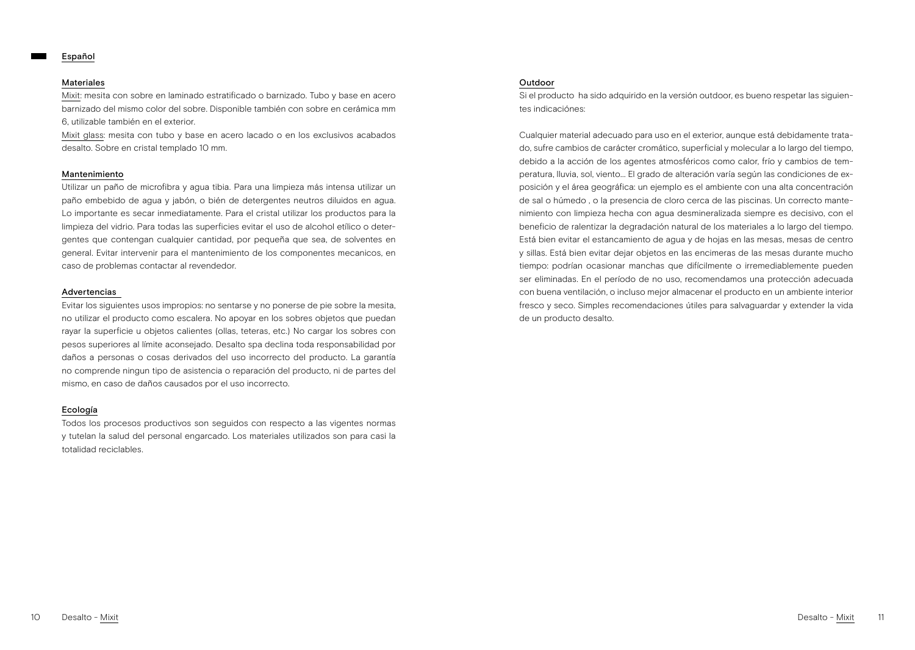## Español

### Materiales

Mixit: mesita con sobre en laminado estratificado o barnizado. Tubo y base en acero barnizado del mismo color del sobre. Disponible también con sobre en cerámica mm 6, utilizable también en el exterior.

Mixit glass: mesita con tubo y base en acero lacado o en los exclusivos acabados desalto. Sobre en cristal templado 10 mm.

### Mantenimiento

Utilizar un paño de microfibra y agua tibia. Para una limpieza más intensa utilizar un paño embebido de agua y jabón, o bién de detergentes neutros diluidos en agua. Lo importante es secar inmediatamente. Para el cristal utilizar los productos para la limpieza del vidrio. Para todas las superficies evitar el uso de alcohol etílico o detergentes que contengan cualquier cantidad, por pequeña que sea, de solventes en general. Evitar intervenir para el mantenimiento de los componentes mecanicos, en caso de problemas contactar al revendedor.

### Advertencias

Evitar los siguientes usos impropios: no sentarse y no ponerse de pie sobre la mesita, no utilizar el producto como escalera. No apoyar en los sobres objetos que puedan rayar la superficie u objetos calientes (ollas, teteras, etc.) No cargar los sobres con pesos superiores al límite aconsejado. Desalto spa declina toda responsabilidad por daños a personas o cosas derivados del uso incorrecto del producto. La garantía no comprende ningun tipo de asistencia o reparación del producto, ni de partes del mismo, en caso de daños causados por el uso incorrecto.

### Ecología

Todos los procesos productivos son seguidos con respecto a las vigentes normas y tutelan la salud del personal engarcado. Los materiales utilizados son para casi la totalidad reciclables.

### Outdoor

Si el producto ha sido adquirido en la versión outdoor, es bueno respetar las siguientes indicaciónes:

Cualquier material adecuado para uso en el exterior, aunque está debidamente tratado, sufre cambios de carácter cromático, superficial y molecular a lo largo del tiempo, debido a la acción de los agentes atmosféricos como calor, frío y cambios de temperatura, lluvia, sol, viento... El grado de alteración varía según las condiciones de exposición y el área geográfica: un ejemplo es el ambiente con una alta concentración de sal o húmedo , o la presencia de cloro cerca de las piscinas. Un correcto mantenimiento con limpieza hecha con agua desmineralizada siempre es decisivo, con el beneficio de ralentizar la degradación natural de los materiales a lo largo del tiempo. Está bien evitar el estancamiento de agua y de hojas en las mesas, mesas de centro y sillas. Está bien evitar dejar objetos en las encimeras de las mesas durante mucho tiempo: podrían ocasionar manchas que difícilmente o irremediablemente pueden ser eliminadas. En el período de no uso, recomendamos una protección adecuada con buena ventilación, o incluso mejor almacenar el producto en un ambiente interior fresco y seco. Simples recomendaciones útiles para salvaguardar y extender la vida de un producto desalto.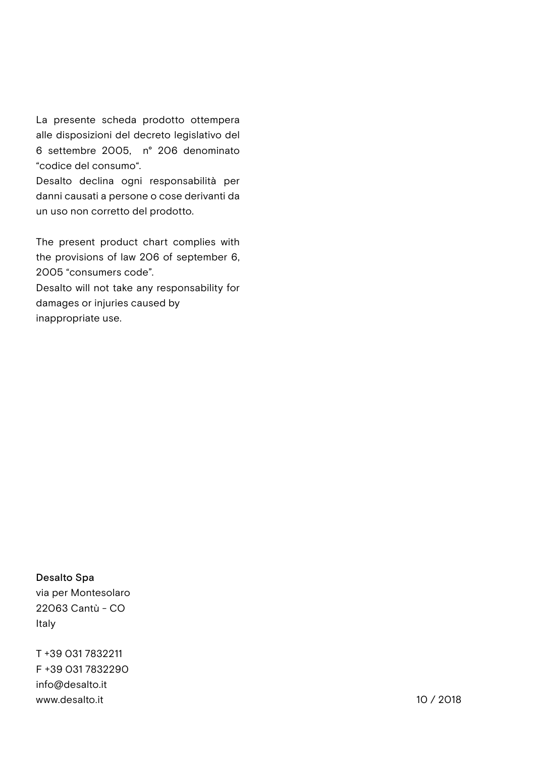La presente scheda prodotto ottempera alle disposizioni del decreto legislativo del 6 settembre 2005, n° 206 denominato “codice del consumo“.
Desalto declina ogni responsabilità per danni causati a persone o cose derivanti da un uso non corretto del prodotto.

The present product chart complies with the provisions of law 206 of september 6, 2005 “consumers code”.
Desalto will not take any responsability for damages or injuries caused by inappropriate use.

**Desalto Spa**
via per Montesolaro
22063 Cantù - CO
Italy

T +39 031 7832211
F +39 031 7832290
info@desalto.it
www.desalto.it

10 / 2018